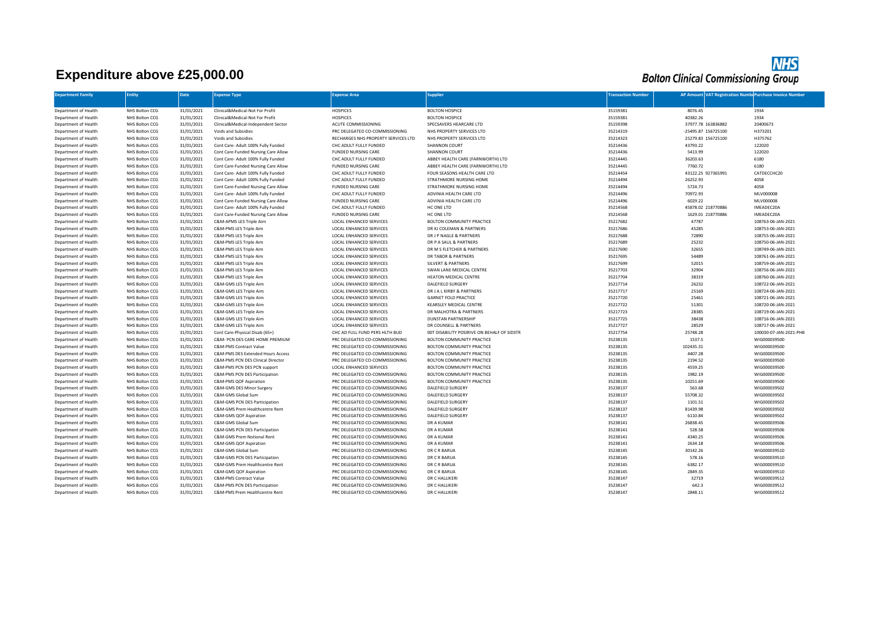# Expenditure above £25,000.00

**NHS Bolton Clinical Commissioning Group**

| Department Family | Entity | Date | Expense Type | Expense Area | Supplier | Transaction Number | AP Amount | VAT Registration Number | Purchase Invoice Number |
|---|---|---|---|---|---|---|---|---|---|
| Department of Health | NHS Bolton CCG | 31/01/2021 | Clinical&Medical-Not For Profit | HOSPICES | BOLTON HOSPICE | 35159381 | 8076.45 | | 1934 |
| Department of Health | NHS Bolton CCG | 31/01/2021 | Clinical&Medical-Not For Profit | HOSPICES | BOLTON HOSPICE | 35159381 | 40382.26 | | 1934 |
| Department of Health | NHS Bolton CCG | 31/01/2021 | Clinical&Medical-Independent Sector | ACUTE COMMISSIONING | SPECSAVERS HEARCARE LTD | 35159398 | 37977.78 | 163836882 | 20400673 |
| Department of Health | NHS Bolton CCG | 31/01/2021 | Voids and Subsidies | PRC DELEGATED CO-COMMISSIONING | NHS PROPERTY SERVICES LTD | 35214319 | -25495.87 | 156725100 | H373201 |
| Department of Health | NHS Bolton CCG | 31/01/2021 | Voids and Subsidies | RECHARGES NHS PROPERTY SERVICES LTD | NHS PROPERTY SERVICES LTD | 35214323 | 25279.83 | 156725100 | H375762 |
| Department of Health | NHS Bolton CCG | 31/01/2021 | Cont Care- Adult 100% Fully Funded | CHC ADULT FULLY FUNDED | SHANNON COURT | 35214436 | 43793.22 | | 122020 |
| Department of Health | NHS Bolton CCG | 31/01/2021 | Cont Care-Funded Nursing Care Allow | FUNDED NURSING CARE | SHANNON COURT | 35214436 | 5413.99 | | 122020 |
| Department of Health | NHS Bolton CCG | 31/01/2021 | Cont Care- Adult 100% Fully Funded | CHC ADULT FULLY FUNDED | ABBEY HEALTH CARE (FARNWORTH) LTD | 35214445 | 36203.63 | | 6180 |
| Department of Health | NHS Bolton CCG | 31/01/2021 | Cont Care-Funded Nursing Care Allow | FUNDED NURSING CARE | ABBEY HEALTH CARE (FARNWORTH) LTD | 35214445 | 7760.72 | | 6180 |
| Department of Health | NHS Bolton CCG | 31/01/2021 | Cont Care- Adult 100% Fully Funded | CHC ADULT FULLY FUNDED | FOUR SEASONS HEALTH CARE LTD | 35214454 | 43122.25 | 927365991 | CATDECCHC20 |
| Department of Health | NHS Bolton CCG | 31/01/2021 | Cont Care- Adult 100% Fully Funded | CHC ADULT FULLY FUNDED | STRATHMORE NURSING HOME | 35214494 | 26252.93 | | 4058 |
| Department of Health | NHS Bolton CCG | 31/01/2021 | Cont Care-Funded Nursing Care Allow | FUNDED NURSING CARE | STRATHMORE NURSING HOME | 35214494 | 5724.73 | | 4058 |
| Department of Health | NHS Bolton CCG | 31/01/2021 | Cont Care- Adult 100% Fully Funded | CHC ADULT FULLY FUNDED | ADVINIA HEALTH CARE LTD | 35214496 | 70972.93 | | MLV000008 |
| Department of Health | NHS Bolton CCG | 31/01/2021 | Cont Care-Funded Nursing Care Allow | FUNDED NURSING CARE | ADVINIA HEALTH CARE LTD | 35214496 | 6029.22 | | MLV000008 |
| Department of Health | NHS Bolton CCG | 31/01/2021 | Cont Care- Adult 100% Fully Funded | CHC ADULT FULLY FUNDED | HC ONE LTD | 35214568 | 45878.02 | 218770886 | IMEADEC20A |
| Department of Health | NHS Bolton CCG | 31/01/2021 | Cont Care-Funded Nursing Care Allow | FUNDED NURSING CARE | HC ONE LTD | 35214568 | 1629.01 | 218770886 | IMEADEC20A |
| Department of Health | NHS Bolton CCG | 31/01/2021 | C&M-APMS LES Triple Aim | LOCAL ENHANCED SERVICES | BOLTON COMMUNITY PRACTICE | 35217682 | 47787 | | 108763-06-JAN-2021 |
| Department of Health | NHS Bolton CCG | 31/01/2021 | C&M-PMS LES Triple Aim | LOCAL ENHANCED SERVICES | DR KJ COLEMAN & PARTNERS | 35217686 | 45285 | | 108753-06-JAN-2021 |
| Department of Health | NHS Bolton CCG | 31/01/2021 | C&M-PMS LES Triple Aim | LOCAL ENHANCED SERVICES | DR J P NAGLE & PARTNERS | 35217688 | 72890 | | 108755-06-JAN-2021 |
| Department of Health | NHS Bolton CCG | 31/01/2021 | C&M-PMS LES Triple Aim | LOCAL ENHANCED SERVICES | DR P A SAUL & PARTNERS | 35217689 | 25232 | | 108750-06-JAN-2021 |
| Department of Health | NHS Bolton CCG | 31/01/2021 | C&M-PMS LES Triple Aim | LOCAL ENHANCED SERVICES | DR M S FLETCHER & PARTNERS | 35217690 | 32655 | | 108749-06-JAN-2021 |
| Department of Health | NHS Bolton CCG | 31/01/2021 | C&M-PMS LES Triple Aim | LOCAL ENHANCED SERVICES | DR TABOR & PARTNERS | 35217695 | 54489 | | 108761-06-JAN-2021 |
| Department of Health | NHS Bolton CCG | 31/01/2021 | C&M-PMS LES Triple Aim | LOCAL ENHANCED SERVICES | SILVERT & PARTNERS | 35217699 | 52015 | | 108759-06-JAN-2021 |
| Department of Health | NHS Bolton CCG | 31/01/2021 | C&M-PMS LES Triple Aim | LOCAL ENHANCED SERVICES | SWAN LANE MEDICAL CENTRE | 35217703 | 32904 | | 108756-06-JAN-2021 |
| Department of Health | NHS Bolton CCG | 31/01/2021 | C&M-PMS LES Triple Aim | LOCAL ENHANCED SERVICES | HEATON MEDICAL CENTRE | 35217704 | 38319 | | 108760-06-JAN-2021 |
| Department of Health | NHS Bolton CCG | 31/01/2021 | C&M-GMS LES Triple Aim | LOCAL ENHANCED SERVICES | DALEFIELD SURGERY | 35217714 | 26232 | | 108722-06-JAN-2021 |
| Department of Health | NHS Bolton CCG | 31/01/2021 | C&M-GMS LES Triple Aim | LOCAL ENHANCED SERVICES | DR J A L KIRBY & PARTNERS | 35217717 | 25169 | | 108724-06-JAN-2021 |
| Department of Health | NHS Bolton CCG | 31/01/2021 | C&M-GMS LES Triple Aim | LOCAL ENHANCED SERVICES | GARNET FOLD PRACTICE | 35217720 | 25461 | | 108721-06-JAN-2021 |
| Department of Health | NHS Bolton CCG | 31/01/2021 | C&M-GMS LES Triple Aim | LOCAL ENHANCED SERVICES | KEARSLEY MEDICAL CENTRE | 35217722 | 51301 | | 108720-06-JAN-2021 |
| Department of Health | NHS Bolton CCG | 31/01/2021 | C&M-GMS LES Triple Aim | LOCAL ENHANCED SERVICES | DR MALHOTRA & PARTNERS | 35217723 | 28385 | | 108719-06-JAN-2021 |
| Department of Health | NHS Bolton CCG | 31/01/2021 | C&M-GMS LES Triple Aim | LOCAL ENHANCED SERVICES | DUNSTAN PARTNERSHIP | 35217725 | 38438 | | 108716-06-JAN-2021 |
| Department of Health | NHS Bolton CCG | 31/01/2021 | C&M-GMS LES Triple Aim | LOCAL ENHANCED SERVICES | DR COUNSELL & PARTNERS | 35217727 | 28529 | | 108717-06-JAN-2021 |
| Department of Health | NHS Bolton CCG | 31/01/2021 | Cont Care-Physical Disab (65+) | CHC AD FULL FUND PERS HLTH BUD | 00T DISABILITY POSIRIVE ON BEHALF OF SIDSTR | 35217754 | 25748.28 | | 100030-07-JAN-2021-PHB |
| Department of Health | NHS Bolton CCG | 31/01/2021 | C&M- PCN DES CARE HOME PREMIUM | PRC DELEGATED CO-COMMISSIONING | BOLTON COMMUNITY PRACTICE | 35238135 | 1537.5 | | WIG000039500 |
| Department of Health | NHS Bolton CCG | 31/01/2021 | C&M-PMS Contract Value | PRC DELEGATED CO-COMMISSIONING | BOLTON COMMUNITY PRACTICE | 35238135 | 102435.31 | | WIG000039500 |
| Department of Health | NHS Bolton CCG | 31/01/2021 | C&M-PMS DES Extended Hours Access | PRC DELEGATED CO-COMMISSIONING | BOLTON COMMUNITY PRACTICE | 35238135 | 4407.28 | | WIG000039500 |
| Department of Health | NHS Bolton CCG | 31/01/2021 | C&M-PMS PCN DES Clinical Director | PRC DELEGATED CO-COMMISSIONING | BOLTON COMMUNITY PRACTICE | 35238135 | 2194.52 | | WIG000039500 |
| Department of Health | NHS Bolton CCG | 31/01/2021 | C&M-PMS PCN DES PCN support | LOCAL ENHANCED SERVICES | BOLTON COMMUNITY PRACTICE | 35238135 | 4559.25 | | WIG000039500 |
| Department of Health | NHS Bolton CCG | 31/01/2021 | C&M-PMS PCN DES Participation | PRC DELEGATED CO-COMMISSIONING | BOLTON COMMUNITY PRACTICE | 35238135 | 1982.19 | | WIG000039500 |
| Department of Health | NHS Bolton CCG | 31/01/2021 | C&M-PMS QOF Aspiration | PRC DELEGATED CO-COMMISSIONING | BOLTON COMMUNITY PRACTICE | 35238135 | 10251.69 | | WIG000039500 |
| Department of Health | NHS Bolton CCG | 31/01/2021 | C&M-GMS DES Minor Surgery | PRC DELEGATED CO-COMMISSIONING | DALEFIELD SURGERY | 35238137 | 563.68 | | WIG000039502 |
| Department of Health | NHS Bolton CCG | 31/01/2021 | C&M-GMS Global Sum | PRC DELEGATED CO-COMMISSIONING | DALEFIELD SURGERY | 35238137 | 55708.32 | | WIG000039502 |
| Department of Health | NHS Bolton CCG | 31/01/2021 | C&M-GMS PCN DES Participation | PRC DELEGATED CO-COMMISSIONING | DALEFIELD SURGERY | 35238137 | 1101.51 | | WIG000039502 |
| Department of Health | NHS Bolton CCG | 31/01/2021 | C&M-GMS Prem Healthcentre Rent | PRC DELEGATED CO-COMMISSIONING | DALEFIELD SURGERY | 35238137 | 81439.98 | | WIG000039502 |
| Department of Health | NHS Bolton CCG | 31/01/2021 | C&M-GMS QOF Aspiration | PRC DELEGATED CO-COMMISSIONING | DALEFIELD SURGERY | 35238137 | 6110.84 | | WIG000039502 |
| Department of Health | NHS Bolton CCG | 31/01/2021 | C&M-GMS Global Sum | PRC DELEGATED CO-COMMISSIONING | DR A KUMAR | 35238141 | 26838.45 | | WIG000039506 |
| Department of Health | NHS Bolton CCG | 31/01/2021 | C&M-GMS PCN DES Participation | PRC DELEGATED CO-COMMISSIONING | DR A KUMAR | 35238141 | 528.58 | | WIG000039506 |
| Department of Health | NHS Bolton CCG | 31/01/2021 | C&M-GMS Prem Notional Rent | PRC DELEGATED CO-COMMISSIONING | DR A KUMAR | 35238141 | 4340.25 | | WIG000039506 |
| Department of Health | NHS Bolton CCG | 31/01/2021 | C&M-GMS QOF Aspiration | PRC DELEGATED CO-COMMISSIONING | DR A KUMAR | 35238141 | 2634.18 | | WIG000039506 |
| Department of Health | NHS Bolton CCG | 31/01/2021 | C&M-GMS Global Sum | PRC DELEGATED CO-COMMISSIONING | DR C R BARUA | 35238145 | 30142.26 | | WIG000039510 |
| Department of Health | NHS Bolton CCG | 31/01/2021 | C&M-GMS PCN DES Participation | PRC DELEGATED CO-COMMISSIONING | DR C R BARUA | 35238145 | 578.16 | | WIG000039510 |
| Department of Health | NHS Bolton CCG | 31/01/2021 | C&M-GMS Prem Healthcentre Rent | PRC DELEGATED CO-COMMISSIONING | DR C R BARUA | 35238145 | 6382.17 | | WIG000039510 |
| Department of Health | NHS Bolton CCG | 31/01/2021 | C&M-GMS QOF Aspiration | PRC DELEGATED CO-COMMISSIONING | DR C R BARUA | 35238145 | 2849.35 | | WIG000039510 |
| Department of Health | NHS Bolton CCG | 31/01/2021 | C&M-PMS Contract Value | PRC DELEGATED CO-COMMISSIONING | DR C HALLIKERI | 35238147 | 32719 | | WIG000039512 |
| Department of Health | NHS Bolton CCG | 31/01/2021 | C&M-PMS PCN DES Participation | PRC DELEGATED CO-COMMISSIONING | DR C HALLIKERI | 35238147 | 642.3 | | WIG000039512 |
| Department of Health | NHS Bolton CCG | 31/01/2021 | C&M-PMS Prem Healthcentre Rent | PRC DELEGATED CO-COMMISSIONING | DR C HALLIKERI | 35238147 | 2848.11 | | WIG000039512 |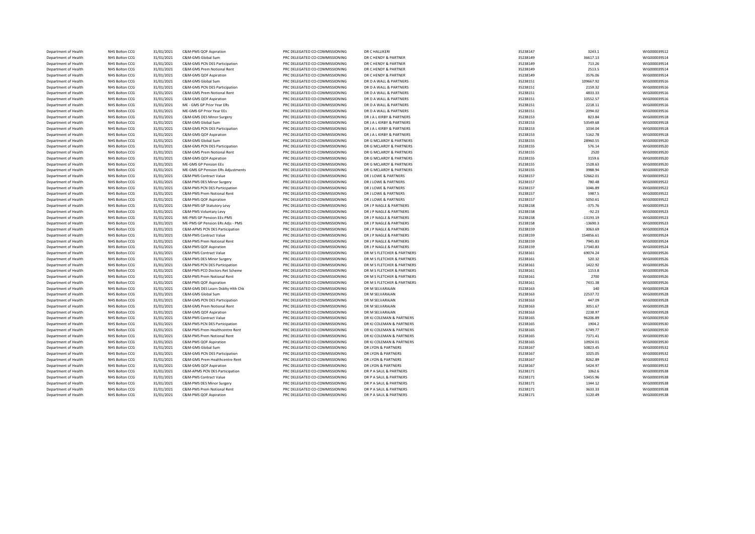| | | | | | | | | |
|---|---|---|---|---|---|---|---|---|
| Department of Health | NHS Bolton CCG | 31/01/2021 | C&M-PMS QOF Aspiration | PRC DELEGATED CO-COMMISSIONING | DR C HALLIKERI | 35238147 | 3243.1 | WIG000039512 |
| Department of Health | NHS Bolton CCG | 31/01/2021 | C&M-GMS Global Sum | PRC DELEGATED CO-COMMISSIONING | DR C HENDY & PARTNER | 35238149 | 36617.13 | WIG000039514 |
| Department of Health | NHS Bolton CCG | 31/01/2021 | C&M-GMS PCN DES Participation | PRC DELEGATED CO-COMMISSIONING | DR C HENDY & PARTNER | 35238149 | 713.26 | WIG000039514 |
| Department of Health | NHS Bolton CCG | 31/01/2021 | C&M-GMS Prem Notional Rent | PRC DELEGATED CO-COMMISSIONING | DR C HENDY & PARTNER | 35238149 | 2513.5 | WIG000039514 |
| Department of Health | NHS Bolton CCG | 31/01/2021 | C&M-GMS QOF Aspiration | PRC DELEGATED CO-COMMISSIONING | DR C HENDY & PARTNER | 35238149 | 3576.06 | WIG000039514 |
| Department of Health | NHS Bolton CCG | 31/01/2021 | C&M-GMS Global Sum | PRC DELEGATED CO-COMMISSIONING | DR D A WALL & PARTNERS | 35238151 | 109667.92 | WIG000039516 |
| Department of Health | NHS Bolton CCG | 31/01/2021 | C&M-GMS PCN DES Participation | PRC DELEGATED CO-COMMISSIONING | DR D A WALL & PARTNERS | 35238151 | 2159.32 | WIG000039516 |
| Department of Health | NHS Bolton CCG | 31/01/2021 | C&M-GMS Prem Notional Rent | PRC DELEGATED CO-COMMISSIONING | DR D A WALL & PARTNERS | 35238151 | 4833.33 | WIG000039516 |
| Department of Health | NHS Bolton CCG | 31/01/2021 | C&M-GMS QOF Aspiration | PRC DELEGATED CO-COMMISSIONING | DR D A WALL & PARTNERS | 35238151 | 10552.57 | WIG000039516 |
| Department of Health | NHS Bolton CCG | 31/01/2021 | ME - GMS GP Prior Year ERs | PRC DELEGATED CO-COMMISSIONING | DR D A WALL & PARTNERS | 35238151 | 2218.11 | WIG000039516 |
| Department of Health | NHS Bolton CCG | 31/01/2021 | ME-GMS GP Prior Year EEs | PRC DELEGATED CO-COMMISSIONING | DR D A WALL & PARTNERS | 35238151 | 2094.02 | WIG000039516 |
| Department of Health | NHS Bolton CCG | 31/01/2021 | C&M-GMS DES Minor Surgery | PRC DELEGATED CO-COMMISSIONING | DR J A L KIRBY & PARTNERS | 35238153 | 823.84 | WIG000039518 |
| Department of Health | NHS Bolton CCG | 31/01/2021 | C&M-GMS Global Sum | PRC DELEGATED CO-COMMISSIONING | DR J A L KIRBY & PARTNERS | 35238153 | 53549.68 | WIG000039518 |
| Department of Health | NHS Bolton CCG | 31/01/2021 | C&M-GMS PCN DES Participation | PRC DELEGATED CO-COMMISSIONING | DR J A L KIRBY & PARTNERS | 35238153 | 1034.04 | WIG000039518 |
| Department of Health | NHS Bolton CCG | 31/01/2021 | C&M-GMS QOF Aspiration | PRC DELEGATED CO-COMMISSIONING | DR J A L KIRBY & PARTNERS | 35238153 | 5162.78 | WIG000039518 |
| Department of Health | NHS Bolton CCG | 31/01/2021 | C&M-GMS Global Sum | PRC DELEGATED CO-COMMISSIONING | DR G MCLARDY & PARTNERS | 35238155 | 28960.55 | WIG000039520 |
| Department of Health | NHS Bolton CCG | 31/01/2021 | C&M-GMS PCN DES Participation | PRC DELEGATED CO-COMMISSIONING | DR G MCLARDY & PARTNERS | 35238155 | 576.14 | WIG000039520 |
| Department of Health | NHS Bolton CCG | 31/01/2021 | C&M-GMS Prem Notional Rent | PRC DELEGATED CO-COMMISSIONING | DR G MCLARDY & PARTNERS | 35238155 | 2520 | WIG000039520 |
| Department of Health | NHS Bolton CCG | 31/01/2021 | C&M-GMS QOF Aspiration | PRC DELEGATED CO-COMMISSIONING | DR G MCLARDY & PARTNERS | 35238155 | 3159.6 | WIG000039520 |
| Department of Health | NHS Bolton CCG | 31/01/2021 | ME-GMS GP Pension EEs | PRC DELEGATED CO-COMMISSIONING | DR G MCLARDY & PARTNERS | 35238155 | 1528.63 | WIG000039520 |
| Department of Health | NHS Bolton CCG | 31/01/2021 | ME-GMS GP Pension ERs Adjustments | PRC DELEGATED CO-COMMISSIONING | DR G MCLARDY & PARTNERS | 35238155 | 3988.94 | WIG000039520 |
| Department of Health | NHS Bolton CCG | 31/01/2021 | C&M-PMS Contract Value | PRC DELEGATED CO-COMMISSIONING | DR J LOWE & PARTNERS | 35238157 | 52662.01 | WIG000039522 |
| Department of Health | NHS Bolton CCG | 31/01/2021 | C&M-PMS DES Minor Surgery | PRC DELEGATED CO-COMMISSIONING | DR J LOWE & PARTNERS | 35238157 | 780.48 | WIG000039522 |
| Department of Health | NHS Bolton CCG | 31/01/2021 | C&M-PMS PCN DES Participation | PRC DELEGATED CO-COMMISSIONING | DR J LOWE & PARTNERS | 35238157 | 1046.89 | WIG000039522 |
| Department of Health | NHS Bolton CCG | 31/01/2021 | C&M-PMS Prem Notional Rent | PRC DELEGATED CO-COMMISSIONING | DR J LOWE & PARTNERS | 35238157 | 5987.5 | WIG000039522 |
| Department of Health | NHS Bolton CCG | 31/01/2021 | C&M-PMS QOF Aspiration | PRC DELEGATED CO-COMMISSIONING | DR J LOWE & PARTNERS | 35238157 | 5050.61 | WIG000039522 |
| Department of Health | NHS Bolton CCG | 31/01/2021 | C&M-PMS GP Statutory Levy | PRC DELEGATED CO-COMMISSIONING | DR J P NAGLE & PARTNERS | 35238158 | -375.76 | WIG000039523 |
| Department of Health | NHS Bolton CCG | 31/01/2021 | C&M-PMS Voluntary Levy | PRC DELEGATED CO-COMMISSIONING | DR J P NAGLE & PARTNERS | 35238158 | -92.23 | WIG000039523 |
| Department of Health | NHS Bolton CCG | 31/01/2021 | ME-PMS GP Pension EEs-PMS | PRC DELEGATED CO-COMMISSIONING | DR J P NAGLE & PARTNERS | 35238158 | -13193.19 | WIG000039523 |
| Department of Health | NHS Bolton CCG | 31/01/2021 | ME-PMS GP Pension ERs Adjs - PMS | PRC DELEGATED CO-COMMISSIONING | DR J P NAGLE & PARTNERS | 35238158 | -13690.3 | WIG000039523 |
| Department of Health | NHS Bolton CCG | 31/01/2021 | C&M-APMS PCN DES Participation | PRC DELEGATED CO-COMMISSIONING | DR J P NAGLE & PARTNERS | 35238159 | 3063.69 | WIG000039524 |
| Department of Health | NHS Bolton CCG | 31/01/2021 | C&M-PMS Contract Value | PRC DELEGATED CO-COMMISSIONING | DR J P NAGLE & PARTNERS | 35238159 | 154856.61 | WIG000039524 |
| Department of Health | NHS Bolton CCG | 31/01/2021 | C&M-PMS Prem Notional Rent | PRC DELEGATED CO-COMMISSIONING | DR J P NAGLE & PARTNERS | 35238159 | 7945.83 | WIG000039524 |
| Department of Health | NHS Bolton CCG | 31/01/2021 | C&M-PMS QOF Aspiration | PRC DELEGATED CO-COMMISSIONING | DR J P NAGLE & PARTNERS | 35238159 | 17340.83 | WIG000039524 |
| Department of Health | NHS Bolton CCG | 31/01/2021 | C&M-PMS Contract Value | PRC DELEGATED CO-COMMISSIONING | DR M S FLETCHER & PARTNERS | 35238161 | 69074.24 | WIG000039526 |
| Department of Health | NHS Bolton CCG | 31/01/2021 | C&M-PMS DES Minor Surgery | PRC DELEGATED CO-COMMISSIONING | DR M S FLETCHER & PARTNERS | 35238161 | 520.32 | WIG000039526 |
| Department of Health | NHS Bolton CCG | 31/01/2021 | C&M-PMS PCN DES Participation | PRC DELEGATED CO-COMMISSIONING | DR M S FLETCHER & PARTNERS | 35238161 | 1422.92 | WIG000039526 |
| Department of Health | NHS Bolton CCG | 31/01/2021 | C&M-PMS PCO Doctors Ret Scheme | PRC DELEGATED CO-COMMISSIONING | DR M S FLETCHER & PARTNERS | 35238161 | 1153.8 | WIG000039526 |
| Department of Health | NHS Bolton CCG | 31/01/2021 | C&M-PMS Prem Notional Rent | PRC DELEGATED CO-COMMISSIONING | DR M S FLETCHER & PARTNERS | 35238161 | 2700 | WIG000039526 |
| Department of Health | NHS Bolton CCG | 31/01/2021 | C&M-PMS QOF Aspiration | PRC DELEGATED CO-COMMISSIONING | DR M S FLETCHER & PARTNERS | 35238161 | 7431.38 | WIG000039526 |
| Department of Health | NHS Bolton CCG | 31/01/2021 | C&M-GMS DES Learn Dsblty Hlth Chk | PRC DELEGATED CO-COMMISSIONING | DR M SELVARAJAN | 35238163 | 140 | WIG000039528 |
| Department of Health | NHS Bolton CCG | 31/01/2021 | C&M-GMS Global Sum | PRC DELEGATED CO-COMMISSIONING | DR M SELVARAJAN | 35238163 | 22537.72 | WIG000039528 |
| Department of Health | NHS Bolton CCG | 31/01/2021 | C&M-GMS PCN DES Participation | PRC DELEGATED CO-COMMISSIONING | DR M SELVARAJAN | 35238163 | 447.09 | WIG000039528 |
| Department of Health | NHS Bolton CCG | 31/01/2021 | C&M-GMS Prem Notional Rent | PRC DELEGATED CO-COMMISSIONING | DR M SELVARAJAN | 35238163 | 3051.67 | WIG000039528 |
| Department of Health | NHS Bolton CCG | 31/01/2021 | C&M-GMS QOF Aspiration | PRC DELEGATED CO-COMMISSIONING | DR M SELVARAJAN | 35238163 | 2238.97 | WIG000039528 |
| Department of Health | NHS Bolton CCG | 31/01/2021 | C&M-PMS Contract Value | PRC DELEGATED CO-COMMISSIONING | DR KJ COLEMAN & PARTNERS | 35238165 | 96206.89 | WIG000039530 |
| Department of Health | NHS Bolton CCG | 31/01/2021 | C&M-PMS PCN DES Participation | PRC DELEGATED CO-COMMISSIONING | DR KJ COLEMAN & PARTNERS | 35238165 | 1904.2 | WIG000039530 |
| Department of Health | NHS Bolton CCG | 31/01/2021 | C&M-PMS Prem Healthcentre Rent | PRC DELEGATED CO-COMMISSIONING | DR KJ COLEMAN & PARTNERS | 35238165 | 6749.77 | WIG000039530 |
| Department of Health | NHS Bolton CCG | 31/01/2021 | C&M-PMS Prem Notional Rent | PRC DELEGATED CO-COMMISSIONING | DR KJ COLEMAN & PARTNERS | 35238165 | 7371.41 | WIG000039530 |
| Department of Health | NHS Bolton CCG | 31/01/2021 | C&M-PMS QOF Aspiration | PRC DELEGATED CO-COMMISSIONING | DR KJ COLEMAN & PARTNERS | 35238165 | 10924.01 | WIG000039530 |
| Department of Health | NHS Bolton CCG | 31/01/2021 | C&M-GMS Global Sum | PRC DELEGATED CO-COMMISSIONING | DR LYON & PARTNERS | 35238167 | 50823.45 | WIG000039532 |
| Department of Health | NHS Bolton CCG | 31/01/2021 | C&M-GMS PCN DES Participation | PRC DELEGATED CO-COMMISSIONING | DR LYON & PARTNERS | 35238167 | 1025.05 | WIG000039532 |
| Department of Health | NHS Bolton CCG | 31/01/2021 | C&M-GMS Prem Healthcentre Rent | PRC DELEGATED CO-COMMISSIONING | DR LYON & PARTNERS | 35238167 | 8262.89 | WIG000039532 |
| Department of Health | NHS Bolton CCG | 31/01/2021 | C&M-GMS QOF Aspiration | PRC DELEGATED CO-COMMISSIONING | DR LYON & PARTNERS | 35238167 | 5424.97 | WIG000039532 |
| Department of Health | NHS Bolton CCG | 31/01/2021 | C&M-APMS PCN DES Participation | PRC DELEGATED CO-COMMISSIONING | DR P A SAUL & PARTNERS | 35238171 | 1062.6 | WIG000039538 |
| Department of Health | NHS Bolton CCG | 31/01/2021 | C&M-PMS Contract Value | PRC DELEGATED CO-COMMISSIONING | DR P A SAUL & PARTNERS | 35238171 | 53455.96 | WIG000039538 |
| Department of Health | NHS Bolton CCG | 31/01/2021 | C&M-PMS DES Minor Surgery | PRC DELEGATED CO-COMMISSIONING | DR P A SAUL & PARTNERS | 35238171 | 1344.12 | WIG000039538 |
| Department of Health | NHS Bolton CCG | 31/01/2021 | C&M-PMS Prem Notional Rent | PRC DELEGATED CO-COMMISSIONING | DR P A SAUL & PARTNERS | 35238171 | 3633.33 | WIG000039538 |
| Department of Health | NHS Bolton CCG | 31/01/2021 | C&M-PMS QOF Aspiration | PRC DELEGATED CO-COMMISSIONING | DR P A SAUL & PARTNERS | 35238171 | 5120.49 | WIG000039538 |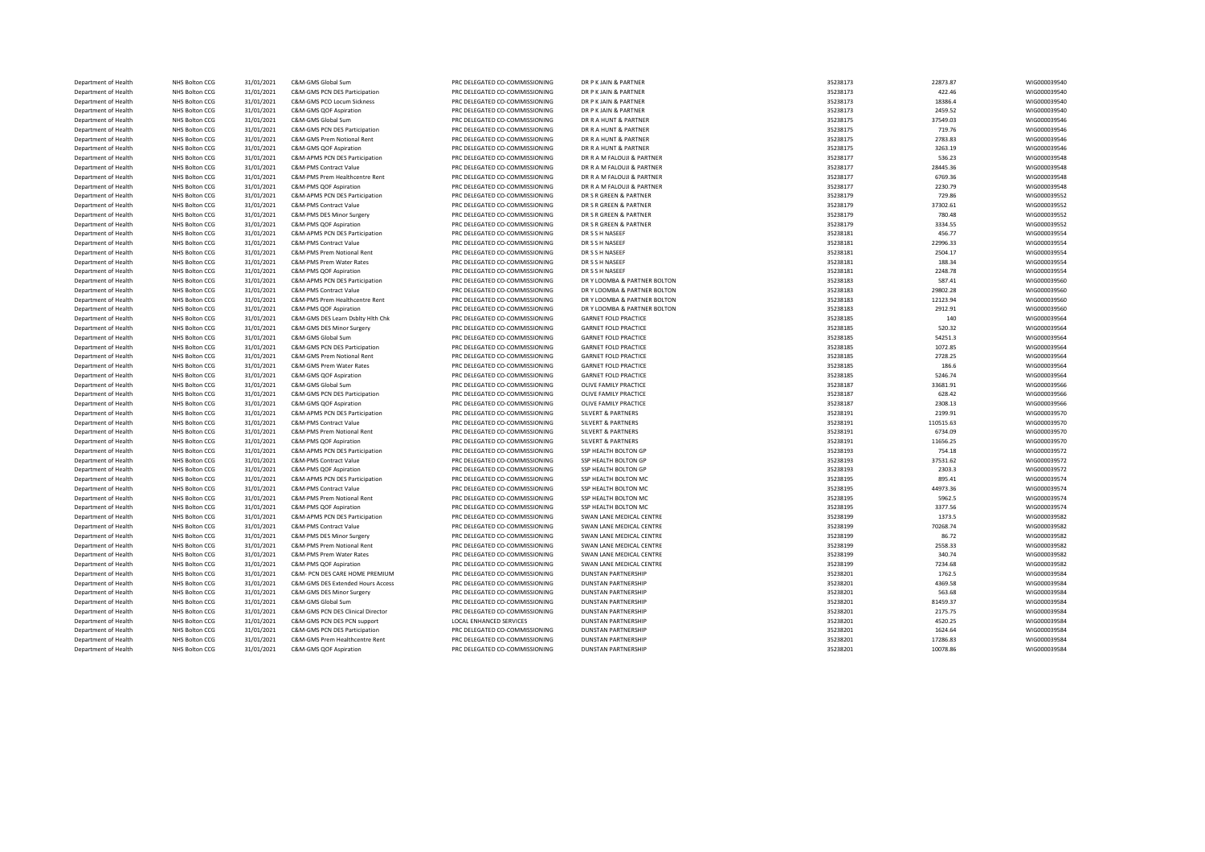| | | | | | | | | |
|---|---|---|---|---|---|---|---|---|
| Department of Health | NHS Bolton CCG | 31/01/2021 | C&M-GMS Global Sum | PRC DELEGATED CO-COMMISSIONING | DR P K JAIN & PARTNER | 35238173 | 22873.87 | WIG000039540 |
| Department of Health | NHS Bolton CCG | 31/01/2021 | C&M-GMS PCN DES Participation | PRC DELEGATED CO-COMMISSIONING | DR P K JAIN & PARTNER | 35238173 | 422.46 | WIG000039540 |
| Department of Health | NHS Bolton CCG | 31/01/2021 | C&M-GMS PCO Locum Sickness | PRC DELEGATED CO-COMMISSIONING | DR P K JAIN & PARTNER | 35238173 | 18386.4 | WIG000039540 |
| Department of Health | NHS Bolton CCG | 31/01/2021 | C&M-GMS QOF Aspiration | PRC DELEGATED CO-COMMISSIONING | DR P K JAIN & PARTNER | 35238173 | 2459.52 | WIG000039540 |
| Department of Health | NHS Bolton CCG | 31/01/2021 | C&M-GMS Global Sum | PRC DELEGATED CO-COMMISSIONING | DR R A HUNT & PARTNER | 35238175 | 37549.03 | WIG000039546 |
| Department of Health | NHS Bolton CCG | 31/01/2021 | C&M-GMS PCN DES Participation | PRC DELEGATED CO-COMMISSIONING | DR R A HUNT & PARTNER | 35238175 | 719.76 | WIG000039546 |
| Department of Health | NHS Bolton CCG | 31/01/2021 | C&M-GMS Prem Notional Rent | PRC DELEGATED CO-COMMISSIONING | DR R A HUNT & PARTNER | 35238175 | 2783.83 | WIG000039546 |
| Department of Health | NHS Bolton CCG | 31/01/2021 | C&M-GMS QOF Aspiration | PRC DELEGATED CO-COMMISSIONING | DR R A HUNT & PARTNER | 35238175 | 3263.19 | WIG000039546 |
| Department of Health | NHS Bolton CCG | 31/01/2021 | C&M-APMS PCN DES Participation | PRC DELEGATED CO-COMMISSIONING | DR R A M FALOUJI & PARTNER | 35238177 | 536.23 | WIG000039548 |
| Department of Health | NHS Bolton CCG | 31/01/2021 | C&M-PMS Contract Value | PRC DELEGATED CO-COMMISSIONING | DR R A M FALOUJI & PARTNER | 35238177 | 28445.36 | WIG000039548 |
| Department of Health | NHS Bolton CCG | 31/01/2021 | C&M-PMS Prem Healthcentre Rent | PRC DELEGATED CO-COMMISSIONING | DR R A M FALOUJI & PARTNER | 35238177 | 6769.36 | WIG000039548 |
| Department of Health | NHS Bolton CCG | 31/01/2021 | C&M-PMS QOF Aspiration | PRC DELEGATED CO-COMMISSIONING | DR R A M FALOUJI & PARTNER | 35238177 | 2230.79 | WIG000039548 |
| Department of Health | NHS Bolton CCG | 31/01/2021 | C&M-APMS PCN DES Participation | PRC DELEGATED CO-COMMISSIONING | DR S R GREEN & PARTNER | 35238179 | 729.86 | WIG000039552 |
| Department of Health | NHS Bolton CCG | 31/01/2021 | C&M-PMS Contract Value | PRC DELEGATED CO-COMMISSIONING | DR S R GREEN & PARTNER | 35238179 | 37302.61 | WIG000039552 |
| Department of Health | NHS Bolton CCG | 31/01/2021 | C&M-PMS DES Minor Surgery | PRC DELEGATED CO-COMMISSIONING | DR S R GREEN & PARTNER | 35238179 | 780.48 | WIG000039552 |
| Department of Health | NHS Bolton CCG | 31/01/2021 | C&M-PMS QOF Aspiration | PRC DELEGATED CO-COMMISSIONING | DR S R GREEN & PARTNER | 35238179 | 3334.55 | WIG000039552 |
| Department of Health | NHS Bolton CCG | 31/01/2021 | C&M-APMS PCN DES Participation | PRC DELEGATED CO-COMMISSIONING | DR S S H NASEEF | 35238181 | 456.77 | WIG000039554 |
| Department of Health | NHS Bolton CCG | 31/01/2021 | C&M-PMS Contract Value | PRC DELEGATED CO-COMMISSIONING | DR S S H NASEEF | 35238181 | 22996.33 | WIG000039554 |
| Department of Health | NHS Bolton CCG | 31/01/2021 | C&M-PMS Prem Notional Rent | PRC DELEGATED CO-COMMISSIONING | DR S S H NASEEF | 35238181 | 2504.17 | WIG000039554 |
| Department of Health | NHS Bolton CCG | 31/01/2021 | C&M-PMS Prem Water Rates | PRC DELEGATED CO-COMMISSIONING | DR S S H NASEEF | 35238181 | 188.34 | WIG000039554 |
| Department of Health | NHS Bolton CCG | 31/01/2021 | C&M-PMS QOF Aspiration | PRC DELEGATED CO-COMMISSIONING | DR S S H NASEEF | 35238181 | 2248.78 | WIG000039554 |
| Department of Health | NHS Bolton CCG | 31/01/2021 | C&M-APMS PCN DES Participation | PRC DELEGATED CO-COMMISSIONING | DR Y LOOMBA & PARTNER BOLTON | 35238183 | 587.41 | WIG000039560 |
| Department of Health | NHS Bolton CCG | 31/01/2021 | C&M-PMS Contract Value | PRC DELEGATED CO-COMMISSIONING | DR Y LOOMBA & PARTNER BOLTON | 35238183 | 29802.28 | WIG000039560 |
| Department of Health | NHS Bolton CCG | 31/01/2021 | C&M-PMS Prem Healthcentre Rent | PRC DELEGATED CO-COMMISSIONING | DR Y LOOMBA & PARTNER BOLTON | 35238183 | 12123.94 | WIG000039560 |
| Department of Health | NHS Bolton CCG | 31/01/2021 | C&M-PMS QOF Aspiration | PRC DELEGATED CO-COMMISSIONING | DR Y LOOMBA & PARTNER BOLTON | 35238183 | 2912.91 | WIG000039560 |
| Department of Health | NHS Bolton CCG | 31/01/2021 | C&M-GMS DES Learn Dsblty Hlth Chk | PRC DELEGATED CO-COMMISSIONING | GARNET FOLD PRACTICE | 35238185 | 140 | WIG000039564 |
| Department of Health | NHS Bolton CCG | 31/01/2021 | C&M-GMS DES Minor Surgery | PRC DELEGATED CO-COMMISSIONING | GARNET FOLD PRACTICE | 35238185 | 520.32 | WIG000039564 |
| Department of Health | NHS Bolton CCG | 31/01/2021 | C&M-GMS Global Sum | PRC DELEGATED CO-COMMISSIONING | GARNET FOLD PRACTICE | 35238185 | 54251.3 | WIG000039564 |
| Department of Health | NHS Bolton CCG | 31/01/2021 | C&M-GMS PCN DES Participation | PRC DELEGATED CO-COMMISSIONING | GARNET FOLD PRACTICE | 35238185 | 1072.85 | WIG000039564 |
| Department of Health | NHS Bolton CCG | 31/01/2021 | C&M-GMS Prem Notional Rent | PRC DELEGATED CO-COMMISSIONING | GARNET FOLD PRACTICE | 35238185 | 2728.25 | WIG000039564 |
| Department of Health | NHS Bolton CCG | 31/01/2021 | C&M-GMS Prem Water Rates | PRC DELEGATED CO-COMMISSIONING | GARNET FOLD PRACTICE | 35238185 | 186.6 | WIG000039564 |
| Department of Health | NHS Bolton CCG | 31/01/2021 | C&M-GMS QOF Aspiration | PRC DELEGATED CO-COMMISSIONING | GARNET FOLD PRACTICE | 35238185 | 5246.74 | WIG000039564 |
| Department of Health | NHS Bolton CCG | 31/01/2021 | C&M-GMS Global Sum | PRC DELEGATED CO-COMMISSIONING | OLIVE FAMILY PRACTICE | 35238187 | 33681.91 | WIG000039566 |
| Department of Health | NHS Bolton CCG | 31/01/2021 | C&M-GMS PCN DES Participation | PRC DELEGATED CO-COMMISSIONING | OLIVE FAMILY PRACTICE | 35238187 | 628.42 | WIG000039566 |
| Department of Health | NHS Bolton CCG | 31/01/2021 | C&M-GMS QOF Aspiration | PRC DELEGATED CO-COMMISSIONING | OLIVE FAMILY PRACTICE | 35238187 | 2308.13 | WIG000039566 |
| Department of Health | NHS Bolton CCG | 31/01/2021 | C&M-APMS PCN DES Participation | PRC DELEGATED CO-COMMISSIONING | SILVERT & PARTNERS | 35238191 | 2199.91 | WIG000039570 |
| Department of Health | NHS Bolton CCG | 31/01/2021 | C&M-PMS Contract Value | PRC DELEGATED CO-COMMISSIONING | SILVERT & PARTNERS | 35238191 | 110515.63 | WIG000039570 |
| Department of Health | NHS Bolton CCG | 31/01/2021 | C&M-PMS Prem Notional Rent | PRC DELEGATED CO-COMMISSIONING | SILVERT & PARTNERS | 35238191 | 6734.09 | WIG000039570 |
| Department of Health | NHS Bolton CCG | 31/01/2021 | C&M-PMS QOF Aspiration | PRC DELEGATED CO-COMMISSIONING | SILVERT & PARTNERS | 35238191 | 11656.25 | WIG000039570 |
| Department of Health | NHS Bolton CCG | 31/01/2021 | C&M-APMS PCN DES Participation | PRC DELEGATED CO-COMMISSIONING | SSP HEALTH BOLTON GP | 35238193 | 754.18 | WIG000039572 |
| Department of Health | NHS Bolton CCG | 31/01/2021 | C&M-PMS Contract Value | PRC DELEGATED CO-COMMISSIONING | SSP HEALTH BOLTON GP | 35238193 | 37531.62 | WIG000039572 |
| Department of Health | NHS Bolton CCG | 31/01/2021 | C&M-PMS QOF Aspiration | PRC DELEGATED CO-COMMISSIONING | SSP HEALTH BOLTON GP | 35238193 | 2303.3 | WIG000039572 |
| Department of Health | NHS Bolton CCG | 31/01/2021 | C&M-APMS PCN DES Participation | PRC DELEGATED CO-COMMISSIONING | SSP HEALTH BOLTON MC | 35238195 | 895.41 | WIG000039574 |
| Department of Health | NHS Bolton CCG | 31/01/2021 | C&M-PMS Contract Value | PRC DELEGATED CO-COMMISSIONING | SSP HEALTH BOLTON MC | 35238195 | 44973.36 | WIG000039574 |
| Department of Health | NHS Bolton CCG | 31/01/2021 | C&M-PMS Prem Notional Rent | PRC DELEGATED CO-COMMISSIONING | SSP HEALTH BOLTON MC | 35238195 | 5962.5 | WIG000039574 |
| Department of Health | NHS Bolton CCG | 31/01/2021 | C&M-PMS QOF Aspiration | PRC DELEGATED CO-COMMISSIONING | SSP HEALTH BOLTON MC | 35238195 | 3377.56 | WIG000039574 |
| Department of Health | NHS Bolton CCG | 31/01/2021 | C&M-APMS PCN DES Participation | PRC DELEGATED CO-COMMISSIONING | SWAN LANE MEDICAL CENTRE | 35238199 | 1373.5 | WIG000039582 |
| Department of Health | NHS Bolton CCG | 31/01/2021 | C&M-PMS Contract Value | PRC DELEGATED CO-COMMISSIONING | SWAN LANE MEDICAL CENTRE | 35238199 | 70268.74 | WIG000039582 |
| Department of Health | NHS Bolton CCG | 31/01/2021 | C&M-PMS DES Minor Surgery | PRC DELEGATED CO-COMMISSIONING | SWAN LANE MEDICAL CENTRE | 35238199 | 86.72 | WIG000039582 |
| Department of Health | NHS Bolton CCG | 31/01/2021 | C&M-PMS Prem Notional Rent | PRC DELEGATED CO-COMMISSIONING | SWAN LANE MEDICAL CENTRE | 35238199 | 2558.33 | WIG000039582 |
| Department of Health | NHS Bolton CCG | 31/01/2021 | C&M-PMS Prem Water Rates | PRC DELEGATED CO-COMMISSIONING | SWAN LANE MEDICAL CENTRE | 35238199 | 340.74 | WIG000039582 |
| Department of Health | NHS Bolton CCG | 31/01/2021 | C&M-PMS QOF Aspiration | PRC DELEGATED CO-COMMISSIONING | SWAN LANE MEDICAL CENTRE | 35238199 | 7234.68 | WIG000039582 |
| Department of Health | NHS Bolton CCG | 31/01/2021 | C&M- PCN DES CARE HOME PREMIUM | PRC DELEGATED CO-COMMISSIONING | DUNSTAN PARTNERSHIP | 35238201 | 1762.5 | WIG000039584 |
| Department of Health | NHS Bolton CCG | 31/01/2021 | C&M-GMS DES Extended Hours Access | PRC DELEGATED CO-COMMISSIONING | DUNSTAN PARTNERSHIP | 35238201 | 4369.58 | WIG000039584 |
| Department of Health | NHS Bolton CCG | 31/01/2021 | C&M-GMS DES Minor Surgery | PRC DELEGATED CO-COMMISSIONING | DUNSTAN PARTNERSHIP | 35238201 | 563.68 | WIG000039584 |
| Department of Health | NHS Bolton CCG | 31/01/2021 | C&M-GMS Global Sum | PRC DELEGATED CO-COMMISSIONING | DUNSTAN PARTNERSHIP | 35238201 | 81459.37 | WIG000039584 |
| Department of Health | NHS Bolton CCG | 31/01/2021 | C&M-GMS PCN DES Clinical Director | PRC DELEGATED CO-COMMISSIONING | DUNSTAN PARTNERSHIP | 35238201 | 2175.75 | WIG000039584 |
| Department of Health | NHS Bolton CCG | 31/01/2021 | C&M-GMS PCN DES PCN support | LOCAL ENHANCED SERVICES | DUNSTAN PARTNERSHIP | 35238201 | 4520.25 | WIG000039584 |
| Department of Health | NHS Bolton CCG | 31/01/2021 | C&M-GMS PCN DES Participation | PRC DELEGATED CO-COMMISSIONING | DUNSTAN PARTNERSHIP | 35238201 | 1624.64 | WIG000039584 |
| Department of Health | NHS Bolton CCG | 31/01/2021 | C&M-GMS Prem Healthcentre Rent | PRC DELEGATED CO-COMMISSIONING | DUNSTAN PARTNERSHIP | 35238201 | 17286.83 | WIG000039584 |
| Department of Health | NHS Bolton CCG | 31/01/2021 | C&M-GMS QOF Aspiration | PRC DELEGATED CO-COMMISSIONING | DUNSTAN PARTNERSHIP | 35238201 | 10078.86 | WIG000039584 |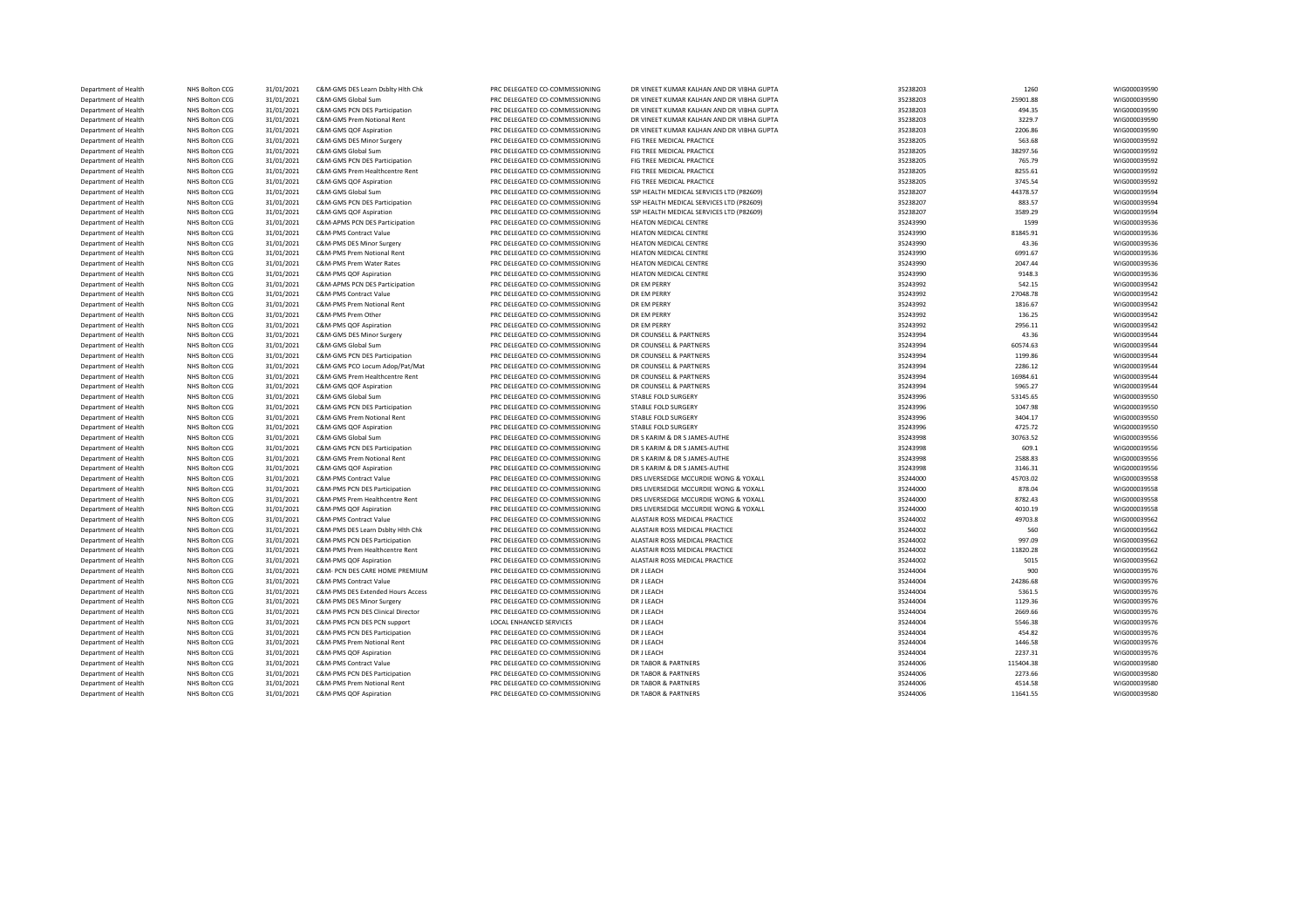| | | | | | | | | |
|---|---|---|---|---|---|---|---|---|
| Department of Health | NHS Bolton CCG | 31/01/2021 | C&M-GMS DES Learn Dsblty Hlth Chk | PRC DELEGATED CO-COMMISSIONING | DR VINEET KUMAR KALHAN AND DR VIBHA GUPTA | 35238203 | 1260 | WIG000039590 |
| Department of Health | NHS Bolton CCG | 31/01/2021 | C&M-GMS Global Sum | PRC DELEGATED CO-COMMISSIONING | DR VINEET KUMAR KALHAN AND DR VIBHA GUPTA | 35238203 | 25901.88 | WIG000039590 |
| Department of Health | NHS Bolton CCG | 31/01/2021 | C&M-GMS PCN DES Participation | PRC DELEGATED CO-COMMISSIONING | DR VINEET KUMAR KALHAN AND DR VIBHA GUPTA | 35238203 | 494.35 | WIG000039590 |
| Department of Health | NHS Bolton CCG | 31/01/2021 | C&M-GMS Prem Notional Rent | PRC DELEGATED CO-COMMISSIONING | DR VINEET KUMAR KALHAN AND DR VIBHA GUPTA | 35238203 | 3229.7 | WIG000039590 |
| Department of Health | NHS Bolton CCG | 31/01/2021 | C&M-GMS QOF Aspiration | PRC DELEGATED CO-COMMISSIONING | DR VINEET KUMAR KALHAN AND DR VIBHA GUPTA | 35238203 | 2206.86 | WIG000039590 |
| Department of Health | NHS Bolton CCG | 31/01/2021 | C&M-GMS DES Minor Surgery | PRC DELEGATED CO-COMMISSIONING | FIG TREE MEDICAL PRACTICE | 35238205 | 563.68 | WIG000039592 |
| Department of Health | NHS Bolton CCG | 31/01/2021 | C&M-GMS Global Sum | PRC DELEGATED CO-COMMISSIONING | FIG TREE MEDICAL PRACTICE | 35238205 | 38297.56 | WIG000039592 |
| Department of Health | NHS Bolton CCG | 31/01/2021 | C&M-GMS PCN DES Participation | PRC DELEGATED CO-COMMISSIONING | FIG TREE MEDICAL PRACTICE | 35238205 | 765.79 | WIG000039592 |
| Department of Health | NHS Bolton CCG | 31/01/2021 | C&M-GMS Prem Healthcentre Rent | PRC DELEGATED CO-COMMISSIONING | FIG TREE MEDICAL PRACTICE | 35238205 | 8255.61 | WIG000039592 |
| Department of Health | NHS Bolton CCG | 31/01/2021 | C&M-GMS QOF Aspiration | PRC DELEGATED CO-COMMISSIONING | FIG TREE MEDICAL PRACTICE | 35238205 | 3745.54 | WIG000039592 |
| Department of Health | NHS Bolton CCG | 31/01/2021 | C&M-GMS Global Sum | PRC DELEGATED CO-COMMISSIONING | SSP HEALTH MEDICAL SERVICES LTD (P82609) | 35238207 | 44378.57 | WIG000039594 |
| Department of Health | NHS Bolton CCG | 31/01/2021 | C&M-GMS PCN DES Participation | PRC DELEGATED CO-COMMISSIONING | SSP HEALTH MEDICAL SERVICES LTD (P82609) | 35238207 | 883.57 | WIG000039594 |
| Department of Health | NHS Bolton CCG | 31/01/2021 | C&M-GMS QOF Aspiration | PRC DELEGATED CO-COMMISSIONING | SSP HEALTH MEDICAL SERVICES LTD (P82609) | 35238207 | 3589.29 | WIG000039594 |
| Department of Health | NHS Bolton CCG | 31/01/2021 | C&M-APMS PCN DES Participation | PRC DELEGATED CO-COMMISSIONING | HEATON MEDICAL CENTRE | 35243990 | 1599 | WIG000039536 |
| Department of Health | NHS Bolton CCG | 31/01/2021 | C&M-PMS Contract Value | PRC DELEGATED CO-COMMISSIONING | HEATON MEDICAL CENTRE | 35243990 | 81845.91 | WIG000039536 |
| Department of Health | NHS Bolton CCG | 31/01/2021 | C&M-PMS DES Minor Surgery | PRC DELEGATED CO-COMMISSIONING | HEATON MEDICAL CENTRE | 35243990 | 43.36 | WIG000039536 |
| Department of Health | NHS Bolton CCG | 31/01/2021 | C&M-PMS Prem Notional Rent | PRC DELEGATED CO-COMMISSIONING | HEATON MEDICAL CENTRE | 35243990 | 6991.67 | WIG000039536 |
| Department of Health | NHS Bolton CCG | 31/01/2021 | C&M-PMS Prem Water Rates | PRC DELEGATED CO-COMMISSIONING | HEATON MEDICAL CENTRE | 35243990 | 2047.44 | WIG000039536 |
| Department of Health | NHS Bolton CCG | 31/01/2021 | C&M-PMS QOF Aspiration | PRC DELEGATED CO-COMMISSIONING | HEATON MEDICAL CENTRE | 35243990 | 9148.3 | WIG000039536 |
| Department of Health | NHS Bolton CCG | 31/01/2021 | C&M-APMS PCN DES Participation | PRC DELEGATED CO-COMMISSIONING | DR EM PERRY | 35243992 | 542.15 | WIG000039542 |
| Department of Health | NHS Bolton CCG | 31/01/2021 | C&M-PMS Contract Value | PRC DELEGATED CO-COMMISSIONING | DR EM PERRY | 35243992 | 27048.78 | WIG000039542 |
| Department of Health | NHS Bolton CCG | 31/01/2021 | C&M-PMS Prem Notional Rent | PRC DELEGATED CO-COMMISSIONING | DR EM PERRY | 35243992 | 1816.67 | WIG000039542 |
| Department of Health | NHS Bolton CCG | 31/01/2021 | C&M-PMS Prem Other | PRC DELEGATED CO-COMMISSIONING | DR EM PERRY | 35243992 | 136.25 | WIG000039542 |
| Department of Health | NHS Bolton CCG | 31/01/2021 | C&M-PMS QOF Aspiration | PRC DELEGATED CO-COMMISSIONING | DR EM PERRY | 35243992 | 2956.11 | WIG000039542 |
| Department of Health | NHS Bolton CCG | 31/01/2021 | C&M-GMS DES Minor Surgery | PRC DELEGATED CO-COMMISSIONING | DR COUNSELL & PARTNERS | 35243994 | 43.36 | WIG000039544 |
| Department of Health | NHS Bolton CCG | 31/01/2021 | C&M-GMS Global Sum | PRC DELEGATED CO-COMMISSIONING | DR COUNSELL & PARTNERS | 35243994 | 60574.63 | WIG000039544 |
| Department of Health | NHS Bolton CCG | 31/01/2021 | C&M-GMS PCN DES Participation | PRC DELEGATED CO-COMMISSIONING | DR COUNSELL & PARTNERS | 35243994 | 1199.86 | WIG000039544 |
| Department of Health | NHS Bolton CCG | 31/01/2021 | C&M-GMS PCO Locum Adop/Pat/Mat | PRC DELEGATED CO-COMMISSIONING | DR COUNSELL & PARTNERS | 35243994 | 2286.12 | WIG000039544 |
| Department of Health | NHS Bolton CCG | 31/01/2021 | C&M-GMS Prem Healthcentre Rent | PRC DELEGATED CO-COMMISSIONING | DR COUNSELL & PARTNERS | 35243994 | 16984.61 | WIG000039544 |
| Department of Health | NHS Bolton CCG | 31/01/2021 | C&M-GMS QOF Aspiration | PRC DELEGATED CO-COMMISSIONING | DR COUNSELL & PARTNERS | 35243994 | 5965.27 | WIG000039544 |
| Department of Health | NHS Bolton CCG | 31/01/2021 | C&M-GMS Global Sum | PRC DELEGATED CO-COMMISSIONING | STABLE FOLD SURGERY | 35243996 | 53145.65 | WIG000039550 |
| Department of Health | NHS Bolton CCG | 31/01/2021 | C&M-GMS PCN DES Participation | PRC DELEGATED CO-COMMISSIONING | STABLE FOLD SURGERY | 35243996 | 1047.98 | WIG000039550 |
| Department of Health | NHS Bolton CCG | 31/01/2021 | C&M-GMS Prem Notional Rent | PRC DELEGATED CO-COMMISSIONING | STABLE FOLD SURGERY | 35243996 | 3404.17 | WIG000039550 |
| Department of Health | NHS Bolton CCG | 31/01/2021 | C&M-GMS QOF Aspiration | PRC DELEGATED CO-COMMISSIONING | STABLE FOLD SURGERY | 35243996 | 4725.72 | WIG000039550 |
| Department of Health | NHS Bolton CCG | 31/01/2021 | C&M-GMS Global Sum | PRC DELEGATED CO-COMMISSIONING | DR S KARIM & DR S JAMES-AUTHE | 35243998 | 30763.52 | WIG000039556 |
| Department of Health | NHS Bolton CCG | 31/01/2021 | C&M-GMS PCN DES Participation | PRC DELEGATED CO-COMMISSIONING | DR S KARIM & DR S JAMES-AUTHE | 35243998 | 609.1 | WIG000039556 |
| Department of Health | NHS Bolton CCG | 31/01/2021 | C&M-GMS Prem Notional Rent | PRC DELEGATED CO-COMMISSIONING | DR S KARIM & DR S JAMES-AUTHE | 35243998 | 2588.83 | WIG000039556 |
| Department of Health | NHS Bolton CCG | 31/01/2021 | C&M-GMS QOF Aspiration | PRC DELEGATED CO-COMMISSIONING | DR S KARIM & DR S JAMES-AUTHE | 35243998 | 3146.31 | WIG000039556 |
| Department of Health | NHS Bolton CCG | 31/01/2021 | C&M-PMS Contract Value | PRC DELEGATED CO-COMMISSIONING | DRS LIVERSEDGE MCCURDIE WONG & YOXALL | 35244000 | 45703.02 | WIG000039558 |
| Department of Health | NHS Bolton CCG | 31/01/2021 | C&M-PMS PCN DES Participation | PRC DELEGATED CO-COMMISSIONING | DRS LIVERSEDGE MCCURDIE WONG & YOXALL | 35244000 | 878.04 | WIG000039558 |
| Department of Health | NHS Bolton CCG | 31/01/2021 | C&M-PMS Prem Healthcentre Rent | PRC DELEGATED CO-COMMISSIONING | DRS LIVERSEDGE MCCURDIE WONG & YOXALL | 35244000 | 8782.43 | WIG000039558 |
| Department of Health | NHS Bolton CCG | 31/01/2021 | C&M-PMS QOF Aspiration | PRC DELEGATED CO-COMMISSIONING | DRS LIVERSEDGE MCCURDIE WONG & YOXALL | 35244000 | 4010.19 | WIG000039558 |
| Department of Health | NHS Bolton CCG | 31/01/2021 | C&M-PMS Contract Value | PRC DELEGATED CO-COMMISSIONING | ALASTAIR ROSS MEDICAL PRACTICE | 35244002 | 49703.8 | WIG000039562 |
| Department of Health | NHS Bolton CCG | 31/01/2021 | C&M-PMS DES Learn Dsblty Hlth Chk | PRC DELEGATED CO-COMMISSIONING | ALASTAIR ROSS MEDICAL PRACTICE | 35244002 | 560 | WIG000039562 |
| Department of Health | NHS Bolton CCG | 31/01/2021 | C&M-PMS PCN DES Participation | PRC DELEGATED CO-COMMISSIONING | ALASTAIR ROSS MEDICAL PRACTICE | 35244002 | 997.09 | WIG000039562 |
| Department of Health | NHS Bolton CCG | 31/01/2021 | C&M-PMS Prem Healthcentre Rent | PRC DELEGATED CO-COMMISSIONING | ALASTAIR ROSS MEDICAL PRACTICE | 35244002 | 11820.28 | WIG000039562 |
| Department of Health | NHS Bolton CCG | 31/01/2021 | C&M-PMS QOF Aspiration | PRC DELEGATED CO-COMMISSIONING | ALASTAIR ROSS MEDICAL PRACTICE | 35244002 | 5015 | WIG000039562 |
| Department of Health | NHS Bolton CCG | 31/01/2021 | C&M- PCN DES CARE HOME PREMIUM | PRC DELEGATED CO-COMMISSIONING | DR J LEACH | 35244004 | 900 | WIG000039576 |
| Department of Health | NHS Bolton CCG | 31/01/2021 | C&M-PMS Contract Value | PRC DELEGATED CO-COMMISSIONING | DR J LEACH | 35244004 | 24286.68 | WIG000039576 |
| Department of Health | NHS Bolton CCG | 31/01/2021 | C&M-PMS DES Extended Hours Access | PRC DELEGATED CO-COMMISSIONING | DR J LEACH | 35244004 | 5361.5 | WIG000039576 |
| Department of Health | NHS Bolton CCG | 31/01/2021 | C&M-PMS DES Minor Surgery | PRC DELEGATED CO-COMMISSIONING | DR J LEACH | 35244004 | 1129.36 | WIG000039576 |
| Department of Health | NHS Bolton CCG | 31/01/2021 | C&M-PMS PCN DES Clinical Director | PRC DELEGATED CO-COMMISSIONING | DR J LEACH | 35244004 | 2669.66 | WIG000039576 |
| Department of Health | NHS Bolton CCG | 31/01/2021 | C&M-PMS PCN DES PCN support | LOCAL ENHANCED SERVICES | DR J LEACH | 35244004 | 5546.38 | WIG000039576 |
| Department of Health | NHS Bolton CCG | 31/01/2021 | C&M-PMS PCN DES Participation | PRC DELEGATED CO-COMMISSIONING | DR J LEACH | 35244004 | 454.82 | WIG000039576 |
| Department of Health | NHS Bolton CCG | 31/01/2021 | C&M-PMS Prem Notional Rent | PRC DELEGATED CO-COMMISSIONING | DR J LEACH | 35244004 | 1446.58 | WIG000039576 |
| Department of Health | NHS Bolton CCG | 31/01/2021 | C&M-PMS QOF Aspiration | PRC DELEGATED CO-COMMISSIONING | DR J LEACH | 35244004 | 2237.31 | WIG000039576 |
| Department of Health | NHS Bolton CCG | 31/01/2021 | C&M-PMS Contract Value | PRC DELEGATED CO-COMMISSIONING | DR TABOR & PARTNERS | 35244006 | 115404.38 | WIG000039580 |
| Department of Health | NHS Bolton CCG | 31/01/2021 | C&M-PMS PCN DES Participation | PRC DELEGATED CO-COMMISSIONING | DR TABOR & PARTNERS | 35244006 | 2273.66 | WIG000039580 |
| Department of Health | NHS Bolton CCG | 31/01/2021 | C&M-PMS Prem Notional Rent | PRC DELEGATED CO-COMMISSIONING | DR TABOR & PARTNERS | 35244006 | 4514.58 | WIG000039580 |
| Department of Health | NHS Bolton CCG | 31/01/2021 | C&M-PMS QOF Aspiration | PRC DELEGATED CO-COMMISSIONING | DR TABOR & PARTNERS | 35244006 | 11641.55 | WIG000039580 |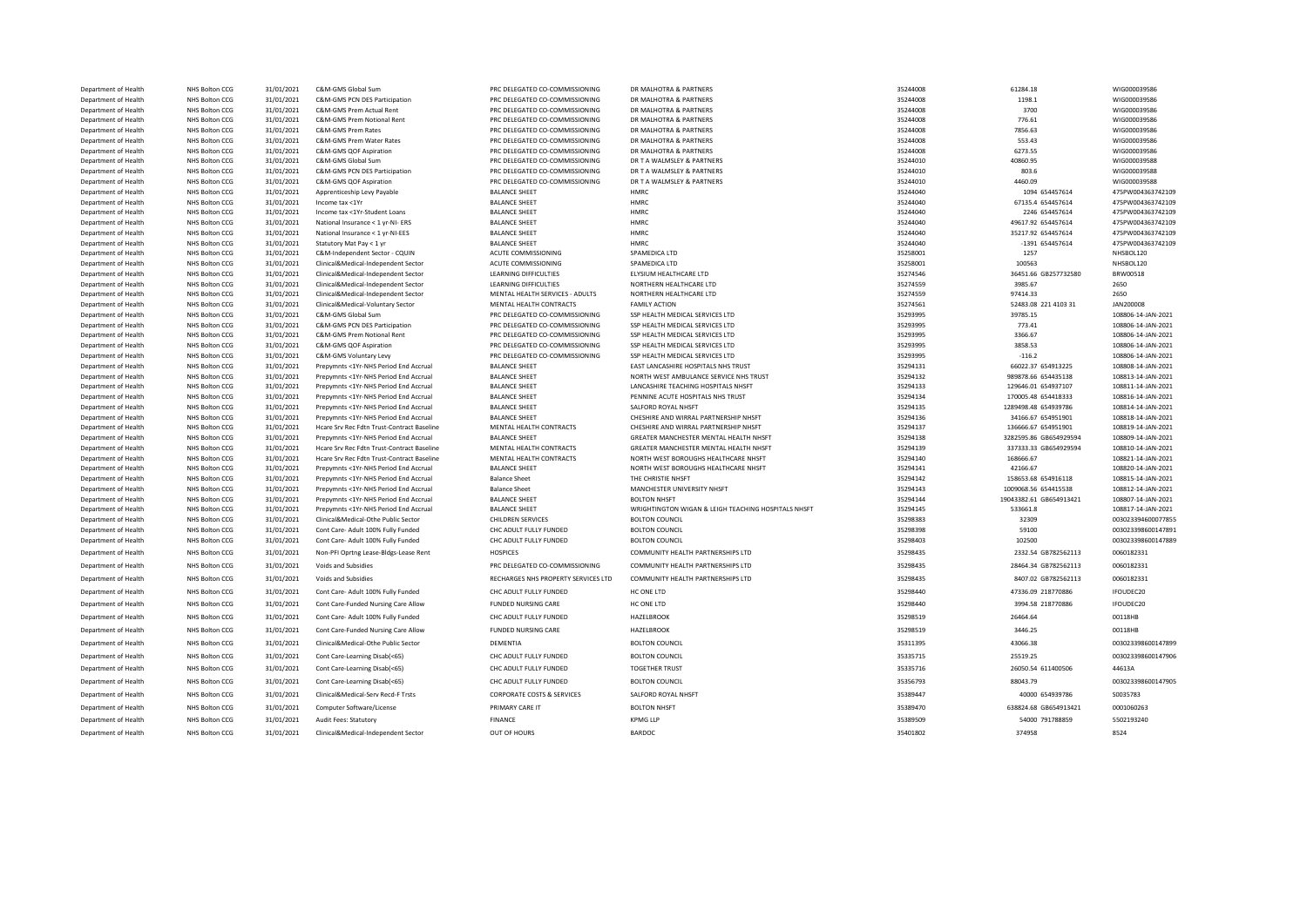| | | | | | | | | | |
|---|---|---|---|---|---|---|---|---|---|
| Department of Health | NHS Bolton CCG | 31/01/2021 | C&M-GMS Global Sum | PRC DELEGATED CO-COMMISSIONING | DR MALHOTRA & PARTNERS | 35244008 | 61284.18 | | WIG000039586 |
| Department of Health | NHS Bolton CCG | 31/01/2021 | C&M-GMS PCN DES Participation | PRC DELEGATED CO-COMMISSIONING | DR MALHOTRA & PARTNERS | 35244008 | 1198.1 | | WIG000039586 |
| Department of Health | NHS Bolton CCG | 31/01/2021 | C&M-GMS Prem Actual Rent | PRC DELEGATED CO-COMMISSIONING | DR MALHOTRA & PARTNERS | 35244008 | 3700 | | WIG000039586 |
| Department of Health | NHS Bolton CCG | 31/01/2021 | C&M-GMS Prem Notional Rent | PRC DELEGATED CO-COMMISSIONING | DR MALHOTRA & PARTNERS | 35244008 | 776.61 | | WIG000039586 |
| Department of Health | NHS Bolton CCG | 31/01/2021 | C&M-GMS Prem Rates | PRC DELEGATED CO-COMMISSIONING | DR MALHOTRA & PARTNERS | 35244008 | 7856.63 | | WIG000039586 |
| Department of Health | NHS Bolton CCG | 31/01/2021 | C&M-GMS Prem Water Rates | PRC DELEGATED CO-COMMISSIONING | DR MALHOTRA & PARTNERS | 35244008 | 553.43 | | WIG000039586 |
| Department of Health | NHS Bolton CCG | 31/01/2021 | C&M-GMS QOF Aspiration | PRC DELEGATED CO-COMMISSIONING | DR MALHOTRA & PARTNERS | 35244008 | 6273.55 | | WIG000039586 |
| Department of Health | NHS Bolton CCG | 31/01/2021 | C&M-GMS Global Sum | PRC DELEGATED CO-COMMISSIONING | DR T A WALMSLEY & PARTNERS | 35244010 | 40860.95 | | WIG000039588 |
| Department of Health | NHS Bolton CCG | 31/01/2021 | C&M-GMS PCN DES Participation | PRC DELEGATED CO-COMMISSIONING | DR T A WALMSLEY & PARTNERS | 35244010 | 803.6 | | WIG000039588 |
| Department of Health | NHS Bolton CCG | 31/01/2021 | C&M-GMS QOF Aspiration | PRC DELEGATED CO-COMMISSIONING | DR T A WALMSLEY & PARTNERS | 35244010 | 4460.09 | | WIG000039588 |
| Department of Health | NHS Bolton CCG | 31/01/2021 | Apprenticeship Levy Payable | BALANCE SHEET | HMRC | 35244040 | 1094 | 654457614 | 475PW004363742109 |
| Department of Health | NHS Bolton CCG | 31/01/2021 | Income tax <1Yr | BALANCE SHEET | HMRC | 35244040 | 67135.4 | 654457614 | 475PW004363742109 |
| Department of Health | NHS Bolton CCG | 31/01/2021 | Income tax <1Yr-Student Loans | BALANCE SHEET | HMRC | 35244040 | 2246 | 654457614 | 475PW004363742109 |
| Department of Health | NHS Bolton CCG | 31/01/2021 | National Insurance < 1 yr-NI- ERS | BALANCE SHEET | HMRC | 35244040 | 49617.92 | 654457614 | 475PW004363742109 |
| Department of Health | NHS Bolton CCG | 31/01/2021 | National Insurance < 1 yr-NI-EES | BALANCE SHEET | HMRC | 35244040 | 35217.92 | 654457614 | 475PW004363742109 |
| Department of Health | NHS Bolton CCG | 31/01/2021 | Statutory Mat Pay < 1 yr | BALANCE SHEET | HMRC | 35244040 | -1391 | 654457614 | 475PW004363742109 |
| Department of Health | NHS Bolton CCG | 31/01/2021 | C&M-Independent Sector - CQUIN | ACUTE COMMISSIONING | SPAMEDICA LTD | 35258001 | 1257 | | NHSBOL120 |
| Department of Health | NHS Bolton CCG | 31/01/2021 | Clinical&Medical-Independent Sector | ACUTE COMMISSIONING | SPAMEDICA LTD | 35258001 | 100563 | | NHSBOL120 |
| Department of Health | NHS Bolton CCG | 31/01/2021 | Clinical&Medical-Independent Sector | LEARNING DIFFICULTIES | ELYSIUM HEALTHCARE LTD | 35274546 | 36451.66 | GB257732580 | BRW00518 |
| Department of Health | NHS Bolton CCG | 31/01/2021 | Clinical&Medical-Independent Sector | LEARNING DIFFICULTIES | NORTHERN HEALTHCARE LTD | 35274559 | 3985.67 | | 2650 |
| Department of Health | NHS Bolton CCG | 31/01/2021 | Clinical&Medical-Independent Sector | MENTAL HEALTH SERVICES - ADULTS | NORTHERN HEALTHCARE LTD | 35274559 | 97414.33 | | 2650 |
| Department of Health | NHS Bolton CCG | 31/01/2021 | Clinical&Medical-Voluntary Sector | MENTAL HEALTH CONTRACTS | FAMILY ACTION | 35274561 | 52483.08 | 221 4103 31 | JAN20008 |
| Department of Health | NHS Bolton CCG | 31/01/2021 | C&M-GMS Global Sum | PRC DELEGATED CO-COMMISSIONING | SSP HEALTH MEDICAL SERVICES LTD | 35293995 | 39785.15 | | 108806-14-JAN-2021 |
| Department of Health | NHS Bolton CCG | 31/01/2021 | C&M-GMS PCN DES Participation | PRC DELEGATED CO-COMMISSIONING | SSP HEALTH MEDICAL SERVICES LTD | 35293995 | 773.41 | | 108806-14-JAN-2021 |
| Department of Health | NHS Bolton CCG | 31/01/2021 | C&M-GMS Prem Notional Rent | PRC DELEGATED CO-COMMISSIONING | SSP HEALTH MEDICAL SERVICES LTD | 35293995 | 3366.67 | | 108806-14-JAN-2021 |
| Department of Health | NHS Bolton CCG | 31/01/2021 | C&M-GMS QOF Aspiration | PRC DELEGATED CO-COMMISSIONING | SSP HEALTH MEDICAL SERVICES LTD | 35293995 | 3858.53 | | 108806-14-JAN-2021 |
| Department of Health | NHS Bolton CCG | 31/01/2021 | C&M-GMS Voluntary Levy | PRC DELEGATED CO-COMMISSIONING | SSP HEALTH MEDICAL SERVICES LTD | 35293995 | -116.2 | | 108806-14-JAN-2021 |
| Department of Health | NHS Bolton CCG | 31/01/2021 | Prepymnts <1Yr-NHS Period End Accrual | BALANCE SHEET | EAST LANCASHIRE HOSPITALS NHS TRUST | 35294131 | 66022.37 | 654913225 | 108808-14-JAN-2021 |
| Department of Health | NHS Bolton CCG | 31/01/2021 | Prepymnts <1Yr-NHS Period End Accrual | BALANCE SHEET | NORTH WEST AMBULANCE SERVICE NHS TRUST | 35294132 | 989878.66 | 654435138 | 108813-14-JAN-2021 |
| Department of Health | NHS Bolton CCG | 31/01/2021 | Prepymnts <1Yr-NHS Period End Accrual | BALANCE SHEET | LANCASHIRE TEACHING HOSPITALS NHSFT | 35294133 | 129646.01 | 654937107 | 108811-14-JAN-2021 |
| Department of Health | NHS Bolton CCG | 31/01/2021 | Prepymnts <1Yr-NHS Period End Accrual | BALANCE SHEET | PENNINE ACUTE HOSPITALS NHS TRUST | 35294134 | 170005.48 | 654418333 | 108816-14-JAN-2021 |
| Department of Health | NHS Bolton CCG | 31/01/2021 | Prepymnts <1Yr-NHS Period End Accrual | BALANCE SHEET | SALFORD ROYAL NHSFT | 35294135 | 1289498.48 | 654939786 | 108814-14-JAN-2021 |
| Department of Health | NHS Bolton CCG | 31/01/2021 | Prepymnts <1Yr-NHS Period End Accrual | BALANCE SHEET | CHESHIRE AND WIRRAL PARTNERSHIP NHSFT | 35294136 | 34166.67 | 654951901 | 108818-14-JAN-2021 |
| Department of Health | NHS Bolton CCG | 31/01/2021 | Hcare Srv Rec Fdtn Trust-Contract Baseline | MENTAL HEALTH CONTRACTS | CHESHIRE AND WIRRAL PARTNERSHIP NHSFT | 35294137 | 136666.67 | 654951901 | 108819-14-JAN-2021 |
| Department of Health | NHS Bolton CCG | 31/01/2021 | Prepymnts <1Yr-NHS Period End Accrual | BALANCE SHEET | GREATER MANCHESTER MENTAL HEALTH NHSFT | 35294138 | 3282595.86 | GB654929594 | 108809-14-JAN-2021 |
| Department of Health | NHS Bolton CCG | 31/01/2021 | Hcare Srv Rec Fdtn Trust-Contract Baseline | MENTAL HEALTH CONTRACTS | GREATER MANCHESTER MENTAL HEALTH NHSFT | 35294139 | 337333.33 | GB654929594 | 108810-14-JAN-2021 |
| Department of Health | NHS Bolton CCG | 31/01/2021 | Hcare Srv Rec Fdtn Trust-Contract Baseline | MENTAL HEALTH CONTRACTS | NORTH WEST BOROUGHS HEALTHCARE NHSFT | 35294140 | 168666.67 | | 108821-14-JAN-2021 |
| Department of Health | NHS Bolton CCG | 31/01/2021 | Prepymnts <1Yr-NHS Period End Accrual | BALANCE SHEET | NORTH WEST BOROUGHS HEALTHCARE NHSFT | 35294141 | 42166.67 | | 108820-14-JAN-2021 |
| Department of Health | NHS Bolton CCG | 31/01/2021 | Prepymnts <1Yr-NHS Period End Accrual | Balance Sheet | THE CHRISTIE NHSFT | 35294142 | 158653.68 | 654916118 | 108815-14-JAN-2021 |
| Department of Health | NHS Bolton CCG | 31/01/2021 | Prepymnts <1Yr-NHS Period End Accrual | Balance Sheet | MANCHESTER UNIVERSITY NHSFT | 35294143 | 1009068.56 | 654415538 | 108812-14-JAN-2021 |
| Department of Health | NHS Bolton CCG | 31/01/2021 | Prepymnts <1Yr-NHS Period End Accrual | BALANCE SHEET | BOLTON NHSFT | 35294144 | 19043382.61 | GB654913421 | 108807-14-JAN-2021 |
| Department of Health | NHS Bolton CCG | 31/01/2021 | Prepymnts <1Yr-NHS Period End Accrual | BALANCE SHEET | WRIGHTINGTON WIGAN & LEIGH TEACHING HOSPITALS NHSFT | 35294145 | 533661.8 | | 108817-14-JAN-2021 |
| Department of Health | NHS Bolton CCG | 31/01/2021 | Clinical&Medical-Othe Public Sector | CHILDREN SERVICES | BOLTON COUNCIL | 35298383 | 32309 | | 003023394600077855 |
| Department of Health | NHS Bolton CCG | 31/01/2021 | Cont Care- Adult 100% Fully Funded | CHC ADULT FULLY FUNDED | BOLTON COUNCIL | 35298398 | 59100 | | 003023398600147891 |
| Department of Health | NHS Bolton CCG | 31/01/2021 | Cont Care- Adult 100% Fully Funded | CHC ADULT FULLY FUNDED | BOLTON COUNCIL | 35298403 | 102500 | | 003023398600147889 |
| Department of Health | NHS Bolton CCG | 31/01/2021 | Non-PFI Oprtng Lease-Bldgs-Lease Rent | HOSPICES | COMMUNITY HEALTH PARTNERSHIPS LTD | 35298435 | 2332.54 | GB782562113 | 0060182331 |
| Department of Health | NHS Bolton CCG | 31/01/2021 | Voids and Subsidies | PRC DELEGATED CO-COMMISSIONING | COMMUNITY HEALTH PARTNERSHIPS LTD | 35298435 | 28464.34 | GB782562113 | 0060182331 |
| Department of Health | NHS Bolton CCG | 31/01/2021 | Voids and Subsidies | RECHARGES NHS PROPERTY SERVICES LTD | COMMUNITY HEALTH PARTNERSHIPS LTD | 35298435 | 8407.02 | GB782562113 | 0060182331 |
| Department of Health | NHS Bolton CCG | 31/01/2021 | Cont Care- Adult 100% Fully Funded | CHC ADULT FULLY FUNDED | HC ONE LTD | 35298440 | 47336.09 | 218770886 | IFOUDEC20 |
| Department of Health | NHS Bolton CCG | 31/01/2021 | Cont Care-Funded Nursing Care Allow | FUNDED NURSING CARE | HC ONE LTD | 35298440 | 3994.58 | 218770886 | IFOUDEC20 |
| Department of Health | NHS Bolton CCG | 31/01/2021 | Cont Care- Adult 100% Fully Funded | CHC ADULT FULLY FUNDED | HAZELBROOK | 35298519 | 26464.64 | | 00118HB |
| Department of Health | NHS Bolton CCG | 31/01/2021 | Cont Care-Funded Nursing Care Allow | FUNDED NURSING CARE | HAZELBROOK | 35298519 | 3446.25 | | 00118HB |
| Department of Health | NHS Bolton CCG | 31/01/2021 | Clinical&Medical-Othe Public Sector | DEMENTIA | BOLTON COUNCIL | 35311395 | 43066.38 | | 003023398600147899 |
| Department of Health | NHS Bolton CCG | 31/01/2021 | Cont Care-Learning Disab(<65) | CHC ADULT FULLY FUNDED | BOLTON COUNCIL | 35335715 | 25519.25 | | 003023398600147906 |
| Department of Health | NHS Bolton CCG | 31/01/2021 | Cont Care-Learning Disab(<65) | CHC ADULT FULLY FUNDED | TOGETHER TRUST | 35335716 | 26050.54 | 611400506 | 44613A |
| Department of Health | NHS Bolton CCG | 31/01/2021 | Cont Care-Learning Disab(<65) | CHC ADULT FULLY FUNDED | BOLTON COUNCIL | 35356793 | 88043.79 | | 003023398600147905 |
| Department of Health | NHS Bolton CCG | 31/01/2021 | Clinical&Medical-Serv Recd-F Trsts | CORPORATE COSTS & SERVICES | SALFORD ROYAL NHSFT | 35389447 | 40000 | 654939786 | S0035783 |
| Department of Health | NHS Bolton CCG | 31/01/2021 | Computer Software/License | PRIMARY CARE IT | BOLTON NHSFT | 35389470 | 638824.68 | GB654913421 | 0001060263 |
| Department of Health | NHS Bolton CCG | 31/01/2021 | Audit Fees: Statutory | FINANCE | KPMG LLP | 35389509 | 54000 | 791788859 | 5502193240 |
| Department of Health | NHS Bolton CCG | 31/01/2021 | Clinical&Medical-Independent Sector | OUT OF HOURS | BARDOC | 35401802 | 374958 | | 8524 |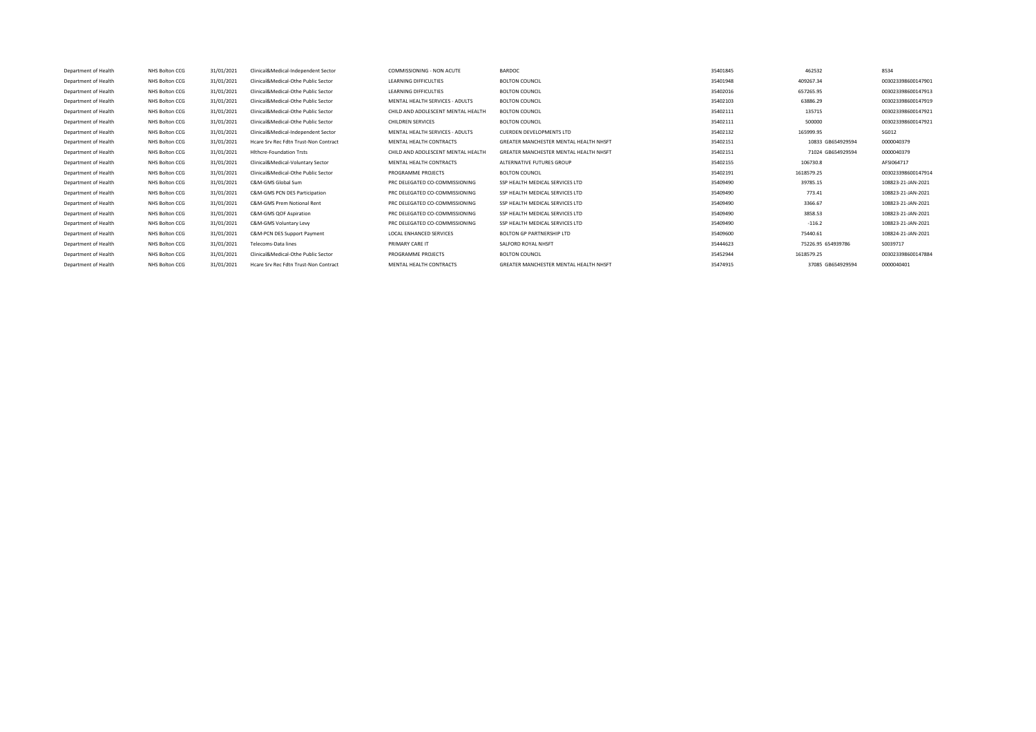| | | | | | | | | |
|---|---|---|---|---|---|---|---|---|
| Department of Health | NHS Bolton CCG | 31/01/2021 | Clinical&Medical-Independent Sector | COMMISSIONING - NON ACUTE | BARDOC | 35401845 | 462532 | 8534 |
| Department of Health | NHS Bolton CCG | 31/01/2021 | Clinical&Medical-Othe Public Sector | LEARNING DIFFICULTIES | BOLTON COUNCIL | 35401948 | 409267.34 | 003023398600147901 |
| Department of Health | NHS Bolton CCG | 31/01/2021 | Clinical&Medical-Othe Public Sector | LEARNING DIFFICULTIES | BOLTON COUNCIL | 35402016 | 657265.95 | 003023398600147913 |
| Department of Health | NHS Bolton CCG | 31/01/2021 | Clinical&Medical-Othe Public Sector | MENTAL HEALTH SERVICES - ADULTS | BOLTON COUNCIL | 35402103 | 63886.29 | 003023398600147919 |
| Department of Health | NHS Bolton CCG | 31/01/2021 | Clinical&Medical-Othe Public Sector | CHILD AND ADOLESCENT MENTAL HEALTH | BOLTON COUNCIL | 35402111 | 135715 | 003023398600147921 |
| Department of Health | NHS Bolton CCG | 31/01/2021 | Clinical&Medical-Othe Public Sector | CHILDREN SERVICES | BOLTON COUNCIL | 35402111 | 500000 | 003023398600147921 |
| Department of Health | NHS Bolton CCG | 31/01/2021 | Clinical&Medical-Independent Sector | MENTAL HEALTH SERVICES - ADULTS | CUERDEN DEVELOPMENTS LTD | 35402132 | 165999.95 | SG012 |
| Department of Health | NHS Bolton CCG | 31/01/2021 | Hcare Srv Rec Fdtn Trust-Non Contract | MENTAL HEALTH CONTRACTS | GREATER MANCHESTER MENTAL HEALTH NHSFT | 35402151 | 10833 GB654929594 | 0000040379 |
| Department of Health | NHS Bolton CCG | 31/01/2021 | Hlthcre-Foundation Trsts | CHILD AND ADOLESCENT MENTAL HEALTH | GREATER MANCHESTER MENTAL HEALTH NHSFT | 35402151 | 71024 GB654929594 | 0000040379 |
| Department of Health | NHS Bolton CCG | 31/01/2021 | Clinical&Medical-Voluntary Sector | MENTAL HEALTH CONTRACTS | ALTERNATIVE FUTURES GROUP | 35402155 | 106730.8 | AFSI064717 |
| Department of Health | NHS Bolton CCG | 31/01/2021 | Clinical&Medical-Othe Public Sector | PROGRAMME PROJECTS | BOLTON COUNCIL | 35402191 | 1618579.25 | 003023398600147914 |
| Department of Health | NHS Bolton CCG | 31/01/2021 | C&M-GMS Global Sum | PRC DELEGATED CO-COMMISSIONING | SSP HEALTH MEDICAL SERVICES LTD | 35409490 | 39785.15 | 108823-21-JAN-2021 |
| Department of Health | NHS Bolton CCG | 31/01/2021 | C&M-GMS PCN DES Participation | PRC DELEGATED CO-COMMISSIONING | SSP HEALTH MEDICAL SERVICES LTD | 35409490 | 773.41 | 108823-21-JAN-2021 |
| Department of Health | NHS Bolton CCG | 31/01/2021 | C&M-GMS Prem Notional Rent | PRC DELEGATED CO-COMMISSIONING | SSP HEALTH MEDICAL SERVICES LTD | 35409490 | 3366.67 | 108823-21-JAN-2021 |
| Department of Health | NHS Bolton CCG | 31/01/2021 | C&M-GMS QOF Aspiration | PRC DELEGATED CO-COMMISSIONING | SSP HEALTH MEDICAL SERVICES LTD | 35409490 | 3858.53 | 108823-21-JAN-2021 |
| Department of Health | NHS Bolton CCG | 31/01/2021 | C&M-GMS Voluntary Levy | PRC DELEGATED CO-COMMISSIONING | SSP HEALTH MEDICAL SERVICES LTD | 35409490 | -116.2 | 108823-21-JAN-2021 |
| Department of Health | NHS Bolton CCG | 31/01/2021 | C&M-PCN DES Support Payment | LOCAL ENHANCED SERVICES | BOLTON GP PARTNERSHIP LTD | 35409600 | 75440.61 | 108824-21-JAN-2021 |
| Department of Health | NHS Bolton CCG | 31/01/2021 | Telecoms-Data lines | PRIMARY CARE IT | SALFORD ROYAL NHSFT | 35444623 | 75226.95 654939786 | S0039717 |
| Department of Health | NHS Bolton CCG | 31/01/2021 | Clinical&Medical-Othe Public Sector | PROGRAMME PROJECTS | BOLTON COUNCIL | 35452944 | 1618579.25 | 003023398600147884 |
| Department of Health | NHS Bolton CCG | 31/01/2021 | Hcare Srv Rec Fdtn Trust-Non Contract | MENTAL HEALTH CONTRACTS | GREATER MANCHESTER MENTAL HEALTH NHSFT | 35474915 | 37085 GB654929594 | 0000040401 |